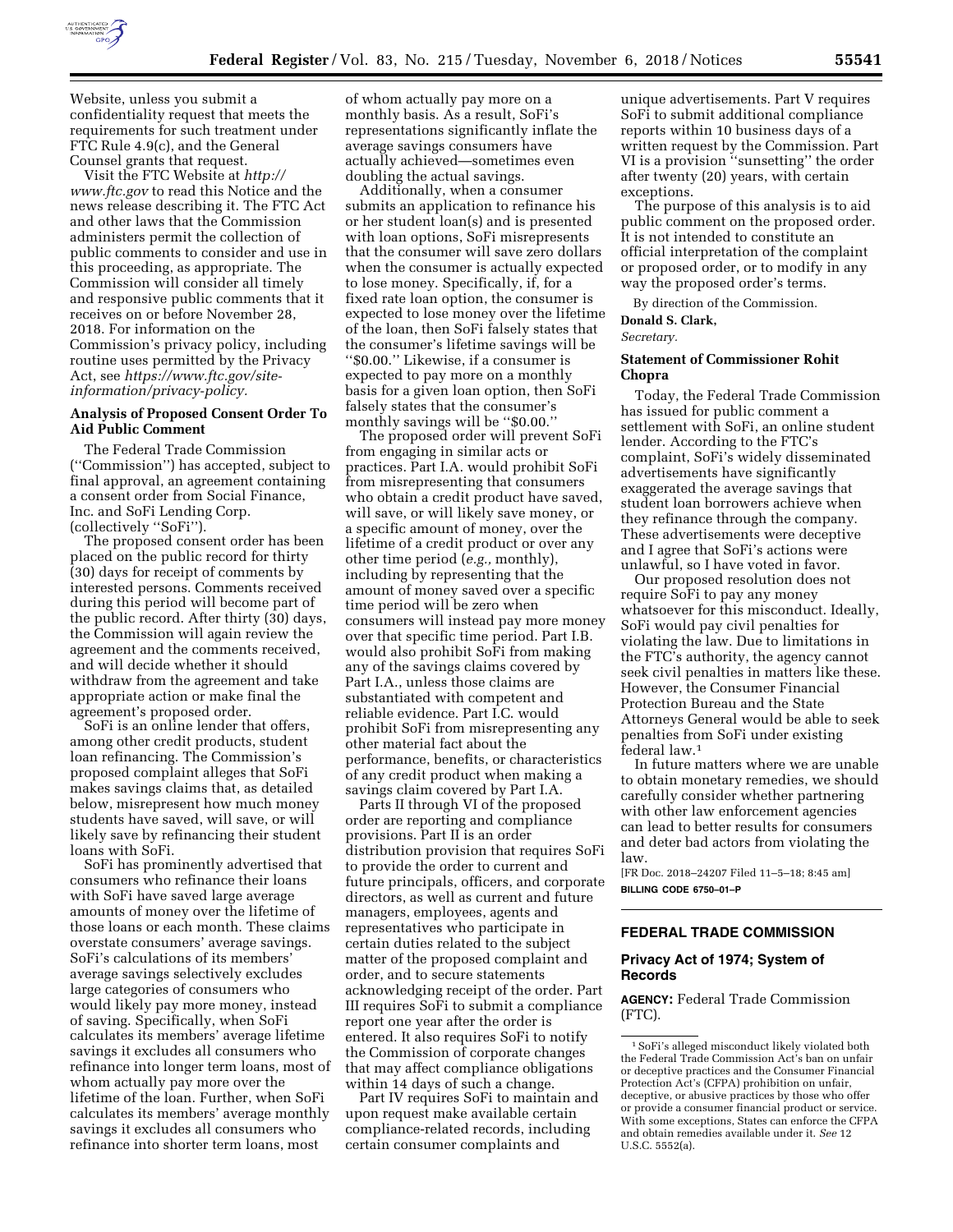Website, unless you submit a confidentiality request that meets the requirements for such treatment under FTC Rule 4.9(c), and the General Counsel grants that request.

Visit the FTC Website at *http://www.ftc.gov* to read this Notice and the news release describing it. The FTC Act and other laws that the Commission administers permit the collection of public comments to consider and use in this proceeding, as appropriate. The Commission will consider all timely and responsive public comments that it receives on or before November 28, 2018. For information on the Commission's privacy policy, including routine uses permitted by the Privacy Act, see *https://www.ftc.gov/site-information/privacy-policy.*

## Analysis of Proposed Consent Order To Aid Public Comment

The Federal Trade Commission (''Commission'') has accepted, subject to final approval, an agreement containing a consent order from Social Finance, Inc. and SoFi Lending Corp. (collectively ''SoFi'').

The proposed consent order has been placed on the public record for thirty (30) days for receipt of comments by interested persons. Comments received during this period will become part of the public record. After thirty (30) days, the Commission will again review the agreement and the comments received, and will decide whether it should withdraw from the agreement and take appropriate action or make final the agreement's proposed order.

SoFi is an online lender that offers, among other credit products, student loan refinancing. The Commission's proposed complaint alleges that SoFi makes savings claims that, as detailed below, misrepresent how much money students have saved, will save, or will likely save by refinancing their student loans with SoFi.

SoFi has prominently advertised that consumers who refinance their loans with SoFi have saved large average amounts of money over the lifetime of those loans or each month. These claims overstate consumers' average savings. SoFi's calculations of its members' average savings selectively excludes large categories of consumers who would likely pay more money, instead of saving. Specifically, when SoFi calculates its members' average lifetime savings it excludes all consumers who refinance into longer term loans, most of whom actually pay more over the lifetime of the loan. Further, when SoFi calculates its members' average monthly savings it excludes all consumers who refinance into shorter term loans, most of whom actually pay more on a monthly basis. As a result, SoFi's representations significantly inflate the average savings consumers have actually achieved—sometimes even doubling the actual savings.

Additionally, when a consumer submits an application to refinance his or her student loan(s) and is presented with loan options, SoFi misrepresents that the consumer will save zero dollars when the consumer is actually expected to lose money. Specifically, if, for a fixed rate loan option, the consumer is expected to lose money over the lifetime of the loan, then SoFi falsely states that the consumer's lifetime savings will be ''$0.00.'' Likewise, if a consumer is expected to pay more on a monthly basis for a given loan option, then SoFi falsely states that the consumer's monthly savings will be ''$0.00.''

The proposed order will prevent SoFi from engaging in similar acts or practices. Part I.A. would prohibit SoFi from misrepresenting that consumers who obtain a credit product have saved, will save, or will likely save money, or a specific amount of money, over the lifetime of a credit product or over any other time period (*e.g.,* monthly), including by representing that the amount of money saved over a specific time period will be zero when consumers will instead pay more money over that specific time period. Part I.B. would also prohibit SoFi from making any of the savings claims covered by Part I.A., unless those claims are substantiated with competent and reliable evidence. Part I.C. would prohibit SoFi from misrepresenting any other material fact about the performance, benefits, or characteristics of any credit product when making a savings claim covered by Part I.A.

Parts II through VI of the proposed order are reporting and compliance provisions. Part II is an order distribution provision that requires SoFi to provide the order to current and future principals, officers, and corporate directors, as well as current and future managers, employees, agents and representatives who participate in certain duties related to the subject matter of the proposed complaint and order, and to secure statements acknowledging receipt of the order. Part III requires SoFi to submit a compliance report one year after the order is entered. It also requires SoFi to notify the Commission of corporate changes that may affect compliance obligations within 14 days of such a change.

Part IV requires SoFi to maintain and upon request make available certain compliance-related records, including certain consumer complaints and unique advertisements. Part V requires SoFi to submit additional compliance reports within 10 business days of a written request by the Commission. Part VI is a provision ''sunsetting'' the order after twenty (20) years, with certain exceptions.

The purpose of this analysis is to aid public comment on the proposed order. It is not intended to constitute an official interpretation of the complaint or proposed order, or to modify in any way the proposed order's terms.

By direction of the Commission.

**Donald S. Clark,**

*Secretary.*

## Statement of Commissioner Rohit Chopra

Today, the Federal Trade Commission has issued for public comment a settlement with SoFi, an online student lender. According to the FTC's complaint, SoFi's widely disseminated advertisements have significantly exaggerated the average savings that student loan borrowers achieve when they refinance through the company. These advertisements were deceptive and I agree that SoFi's actions were unlawful, so I have voted in favor.

Our proposed resolution does not require SoFi to pay any money whatsoever for this misconduct. Ideally, SoFi would pay civil penalties for violating the law. Due to limitations in the FTC's authority, the agency cannot seek civil penalties in matters like these. However, the Consumer Financial Protection Bureau and the State Attorneys General would be able to seek penalties from SoFi under existing federal law.[1]

In future matters where we are unable to obtain monetary remedies, we should carefully consider whether partnering with other law enforcement agencies can lead to better results for consumers and deter bad actors from violating the law.

[FR Doc. 2018–24207 Filed 11–5–18; 8:45 am]

**BILLING CODE 6750–01–P**

---

[1] SoFi's alleged misconduct likely violated both the Federal Trade Commission Act's ban on unfair or deceptive practices and the Consumer Financial Protection Act's (CFPA) prohibition on unfair, deceptive, or abusive practices by those who offer or provide a consumer financial product or service. With some exceptions, States can enforce the CFPA and obtain remedies available under it. *See* 12 U.S.C. 5552(a).

---

# FEDERAL TRADE COMMISSION

## Privacy Act of 1974; System of Records

**AGENCY:** Federal Trade Commission (FTC).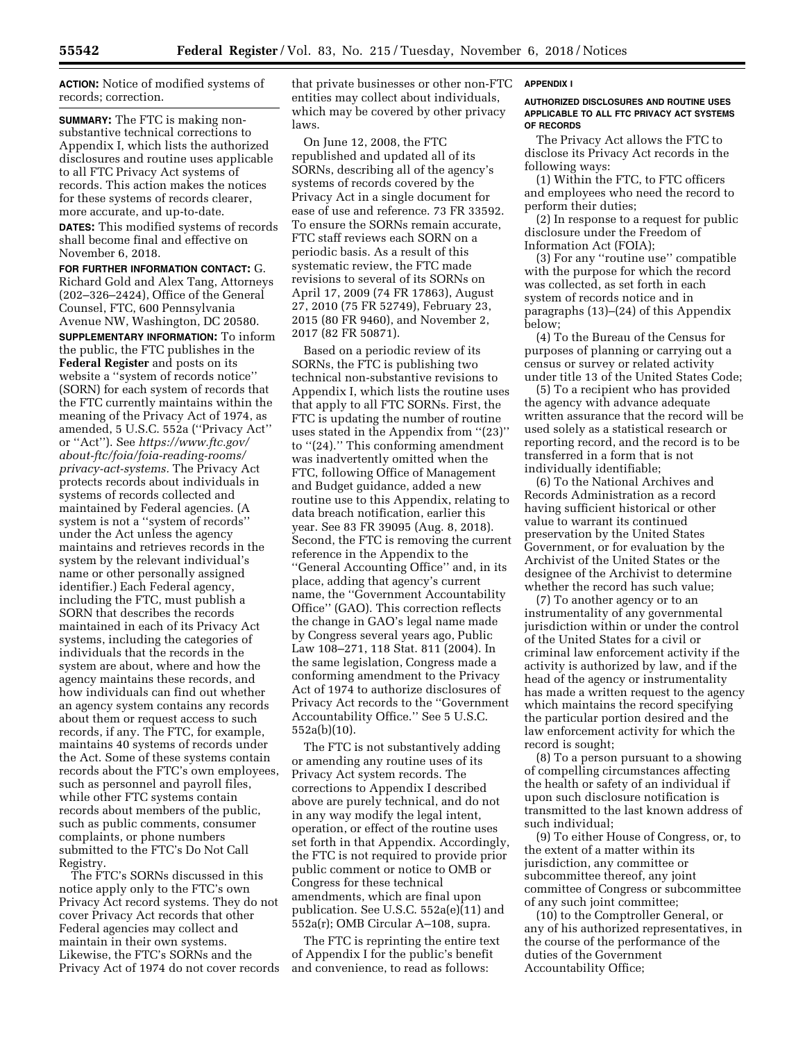**ACTION:** Notice of modified systems of records; correction.

**SUMMARY:** The FTC is making non-substantive technical corrections to Appendix I, which lists the authorized disclosures and routine uses applicable to all FTC Privacy Act systems of records. This action makes the notices for these systems of records clearer, more accurate, and up-to-date.

**DATES:** This modified systems of records shall become final and effective on November 6, 2018.

**FOR FURTHER INFORMATION CONTACT:** G. Richard Gold and Alex Tang, Attorneys (202–326–2424), Office of the General Counsel, FTC, 600 Pennsylvania Avenue NW, Washington, DC 20580.

**SUPPLEMENTARY INFORMATION:** To inform the public, the FTC publishes in the **Federal Register** and posts on its website a ''system of records notice'' (SORN) for each system of records that the FTC currently maintains within the meaning of the Privacy Act of 1974, as amended, 5 U.S.C. 552a (''Privacy Act'' or ''Act''). See *https://www.ftc.gov/about-ftc/foia/foia-reading-rooms/privacy-act-systems.* The Privacy Act protects records about individuals in systems of records collected and maintained by Federal agencies. (A system is not a ''system of records'' under the Act unless the agency maintains and retrieves records in the system by the relevant individual's name or other personally assigned identifier.) Each Federal agency, including the FTC, must publish a SORN that describes the records maintained in each of its Privacy Act systems, including the categories of individuals that the records in the system are about, where and how the agency maintains these records, and how individuals can find out whether an agency system contains any records about them or request access to such records, if any. The FTC, for example, maintains 40 systems of records under the Act. Some of these systems contain records about the FTC's own employees, such as personnel and payroll files, while other FTC systems contain records about members of the public, such as public comments, consumer complaints, or phone numbers submitted to the FTC's Do Not Call Registry.

The FTC's SORNs discussed in this notice apply only to the FTC's own Privacy Act record systems. They do not cover Privacy Act records that other Federal agencies may collect and maintain in their own systems. Likewise, the FTC's SORNs and the Privacy Act of 1974 do not cover records that private businesses or other non-FTC entities may collect about individuals, which may be covered by other privacy laws.

On June 12, 2008, the FTC republished and updated all of its SORNs, describing all of the agency's systems of records covered by the Privacy Act in a single document for ease of use and reference. 73 FR 33592. To ensure the SORNs remain accurate, FTC staff reviews each SORN on a periodic basis. As a result of this systematic review, the FTC made revisions to several of its SORNs on April 17, 2009 (74 FR 17863), August 27, 2010 (75 FR 52749), February 23, 2015 (80 FR 9460), and November 2, 2017 (82 FR 50871).

Based on a periodic review of its SORNs, the FTC is publishing two technical non-substantive revisions to Appendix I, which lists the routine uses that apply to all FTC SORNs. First, the FTC is updating the number of routine uses stated in the Appendix from ''(23)'' to ''(24).'' This conforming amendment was inadvertently omitted when the FTC, following Office of Management and Budget guidance, added a new routine use to this Appendix, relating to data breach notification, earlier this year. See 83 FR 39095 (Aug. 8, 2018). Second, the FTC is removing the current reference in the Appendix to the ''General Accounting Office'' and, in its place, adding that agency's current name, the ''Government Accountability Office'' (GAO). This correction reflects the change in GAO's legal name made by Congress several years ago, Public Law 108–271, 118 Stat. 811 (2004). In the same legislation, Congress made a conforming amendment to the Privacy Act of 1974 to authorize disclosures of Privacy Act records to the ''Government Accountability Office.'' See 5 U.S.C. 552a(b)(10).

The FTC is not substantively adding or amending any routine uses of its Privacy Act system records. The corrections to Appendix I described above are purely technical, and do not in any way modify the legal intent, operation, or effect of the routine uses set forth in that Appendix. Accordingly, the FTC is not required to provide prior public comment or notice to OMB or Congress for these technical amendments, which are final upon publication. See U.S.C. 552a(e)(11) and 552a(r); OMB Circular A–108, supra.

The FTC is reprinting the entire text of Appendix I for the public's benefit and convenience, to read as follows:

## APPENDIX I

### AUTHORIZED DISCLOSURES AND ROUTINE USES APPLICABLE TO ALL FTC PRIVACY ACT SYSTEMS OF RECORDS

The Privacy Act allows the FTC to disclose its Privacy Act records in the following ways:

(1) Within the FTC, to FTC officers and employees who need the record to perform their duties;

(2) In response to a request for public disclosure under the Freedom of Information Act (FOIA);

(3) For any ''routine use'' compatible with the purpose for which the record was collected, as set forth in each system of records notice and in paragraphs (13)–(24) of this Appendix below;

(4) To the Bureau of the Census for purposes of planning or carrying out a census or survey or related activity under title 13 of the United States Code;

(5) To a recipient who has provided the agency with advance adequate written assurance that the record will be used solely as a statistical research or reporting record, and the record is to be transferred in a form that is not individually identifiable;

(6) To the National Archives and Records Administration as a record having sufficient historical or other value to warrant its continued preservation by the United States Government, or for evaluation by the Archivist of the United States or the designee of the Archivist to determine whether the record has such value;

(7) To another agency or to an instrumentality of any governmental jurisdiction within or under the control of the United States for a civil or criminal law enforcement activity if the activity is authorized by law, and if the head of the agency or instrumentality has made a written request to the agency which maintains the record specifying the particular portion desired and the law enforcement activity for which the record is sought;

(8) To a person pursuant to a showing of compelling circumstances affecting the health or safety of an individual if upon such disclosure notification is transmitted to the last known address of such individual;

(9) To either House of Congress, or, to the extent of a matter within its jurisdiction, any committee or subcommittee thereof, any joint committee of Congress or subcommittee of any such joint committee;

(10) to the Comptroller General, or any of his authorized representatives, in the course of the performance of the duties of the Government Accountability Office;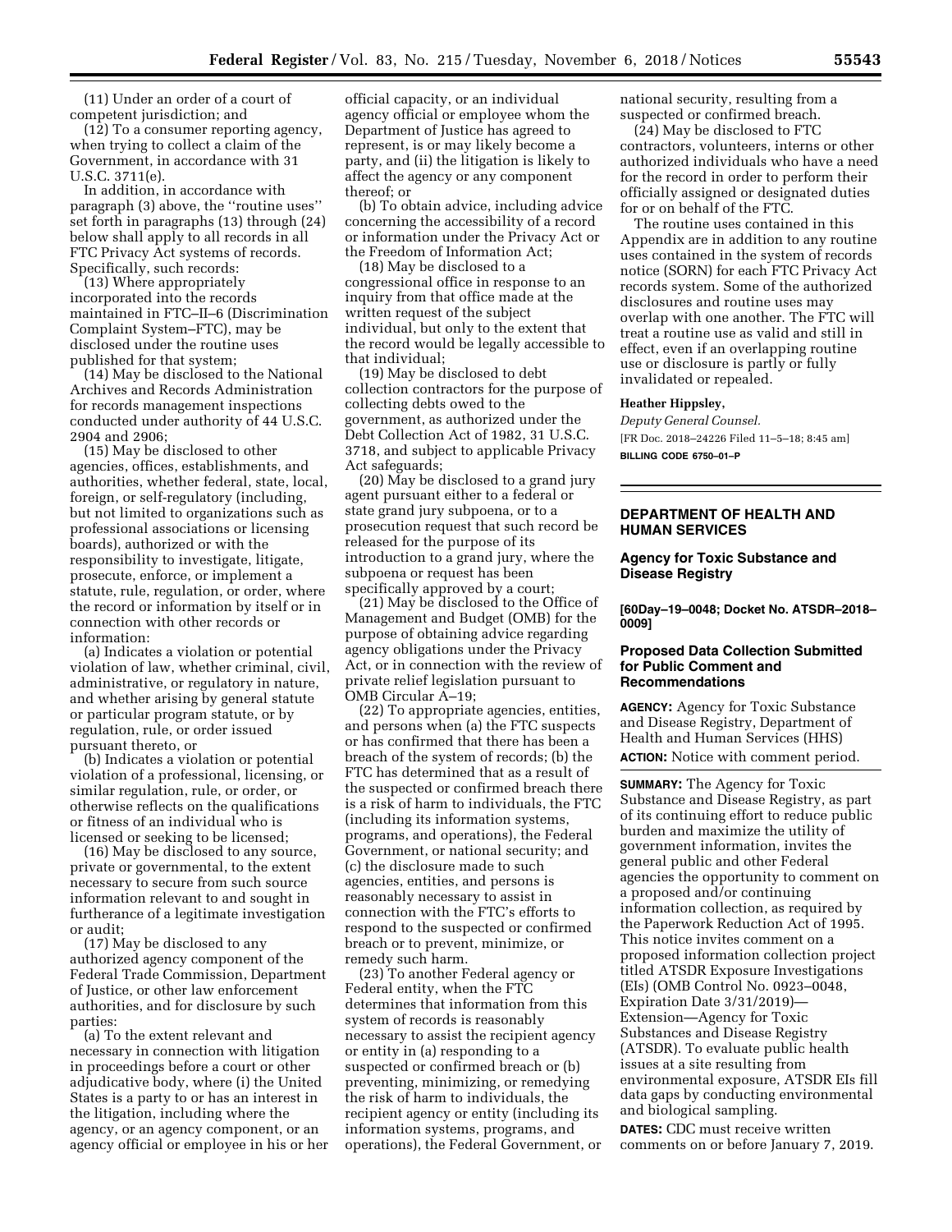(11) Under an order of a court of competent jurisdiction; and

(12) To a consumer reporting agency, when trying to collect a claim of the Government, in accordance with 31 U.S.C. 3711(e).

In addition, in accordance with paragraph (3) above, the ''routine uses'' set forth in paragraphs (13) through (24) below shall apply to all records in all FTC Privacy Act systems of records. Specifically, such records:

(13) Where appropriately incorporated into the records maintained in FTC–II–6 (Discrimination Complaint System–FTC), may be disclosed under the routine uses published for that system;

(14) May be disclosed to the National Archives and Records Administration for records management inspections conducted under authority of 44 U.S.C. 2904 and 2906;

(15) May be disclosed to other agencies, offices, establishments, and authorities, whether federal, state, local, foreign, or self-regulatory (including, but not limited to organizations such as professional associations or licensing boards), authorized or with the responsibility to investigate, litigate, prosecute, enforce, or implement a statute, rule, regulation, or order, where the record or information by itself or in connection with other records or information:

(a) Indicates a violation or potential violation of law, whether criminal, civil, administrative, or regulatory in nature, and whether arising by general statute or particular program statute, or by regulation, rule, or order issued pursuant thereto, or

(b) Indicates a violation or potential violation of a professional, licensing, or similar regulation, rule, or order, or otherwise reflects on the qualifications or fitness of an individual who is licensed or seeking to be licensed;

(16) May be disclosed to any source, private or governmental, to the extent necessary to secure from such source information relevant to and sought in furtherance of a legitimate investigation or audit;

(17) May be disclosed to any authorized agency component of the Federal Trade Commission, Department of Justice, or other law enforcement authorities, and for disclosure by such parties:

(a) To the extent relevant and necessary in connection with litigation in proceedings before a court or other adjudicative body, where (i) the United States is a party to or has an interest in the litigation, including where the agency, or an agency component, or an agency official or employee in his or her official capacity, or an individual agency official or employee whom the Department of Justice has agreed to represent, is or may likely become a party, and (ii) the litigation is likely to affect the agency or any component thereof; or

(b) To obtain advice, including advice concerning the accessibility of a record or information under the Privacy Act or the Freedom of Information Act;

(18) May be disclosed to a congressional office in response to an inquiry from that office made at the written request of the subject individual, but only to the extent that the record would be legally accessible to that individual;

(19) May be disclosed to debt collection contractors for the purpose of collecting debts owed to the government, as authorized under the Debt Collection Act of 1982, 31 U.S.C. 3718, and subject to applicable Privacy Act safeguards;

(20) May be disclosed to a grand jury agent pursuant either to a federal or state grand jury subpoena, or to a prosecution request that such record be released for the purpose of its introduction to a grand jury, where the subpoena or request has been specifically approved by a court;

(21) May be disclosed to the Office of Management and Budget (OMB) for the purpose of obtaining advice regarding agency obligations under the Privacy Act, or in connection with the review of private relief legislation pursuant to OMB Circular A–19;

(22) To appropriate agencies, entities, and persons when (a) the FTC suspects or has confirmed that there has been a breach of the system of records; (b) the FTC has determined that as a result of the suspected or confirmed breach there is a risk of harm to individuals, the FTC (including its information systems, programs, and operations), the Federal Government, or national security; and (c) the disclosure made to such agencies, entities, and persons is reasonably necessary to assist in connection with the FTC's efforts to respond to the suspected or confirmed breach or to prevent, minimize, or remedy such harm.

(23) To another Federal agency or Federal entity, when the FTC determines that information from this system of records is reasonably necessary to assist the recipient agency or entity in (a) responding to a suspected or confirmed breach or (b) preventing, minimizing, or remedying the risk of harm to individuals, the recipient agency or entity (including its information systems, programs, and operations), the Federal Government, or national security, resulting from a suspected or confirmed breach.

(24) May be disclosed to FTC contractors, volunteers, interns or other authorized individuals who have a need for the record in order to perform their officially assigned or designated duties for or on behalf of the FTC.

The routine uses contained in this Appendix are in addition to any routine uses contained in the system of records notice (SORN) for each FTC Privacy Act records system. Some of the authorized disclosures and routine uses may overlap with one another. The FTC will treat a routine use as valid and still in effect, even if an overlapping routine use or disclosure is partly or fully invalidated or repealed.

**Heather Hippsley,**

*Deputy General Counsel.*

[FR Doc. 2018–24226 Filed 11–5–18; 8:45 am]

**BILLING CODE 6750–01–P**

## DEPARTMENT OF HEALTH AND HUMAN SERVICES

### Agency for Toxic Substance and Disease Registry

**[60Day–19–0048; Docket No. ATSDR–2018–0009]**

### Proposed Data Collection Submitted for Public Comment and Recommendations

**AGENCY:** Agency for Toxic Substance and Disease Registry, Department of Health and Human Services (HHS)

**ACTION:** Notice with comment period.

**SUMMARY:** The Agency for Toxic Substance and Disease Registry, as part of its continuing effort to reduce public burden and maximize the utility of government information, invites the general public and other Federal agencies the opportunity to comment on a proposed and/or continuing information collection, as required by the Paperwork Reduction Act of 1995. This notice invites comment on a proposed information collection project titled ATSDR Exposure Investigations (EIs) (OMB Control No. 0923–0048, Expiration Date 3/31/2019)—Extension—Agency for Toxic Substances and Disease Registry (ATSDR). To evaluate public health issues at a site resulting from environmental exposure, ATSDR EIs fill data gaps by conducting environmental and biological sampling.

**DATES:** CDC must receive written comments on or before January 7, 2019.